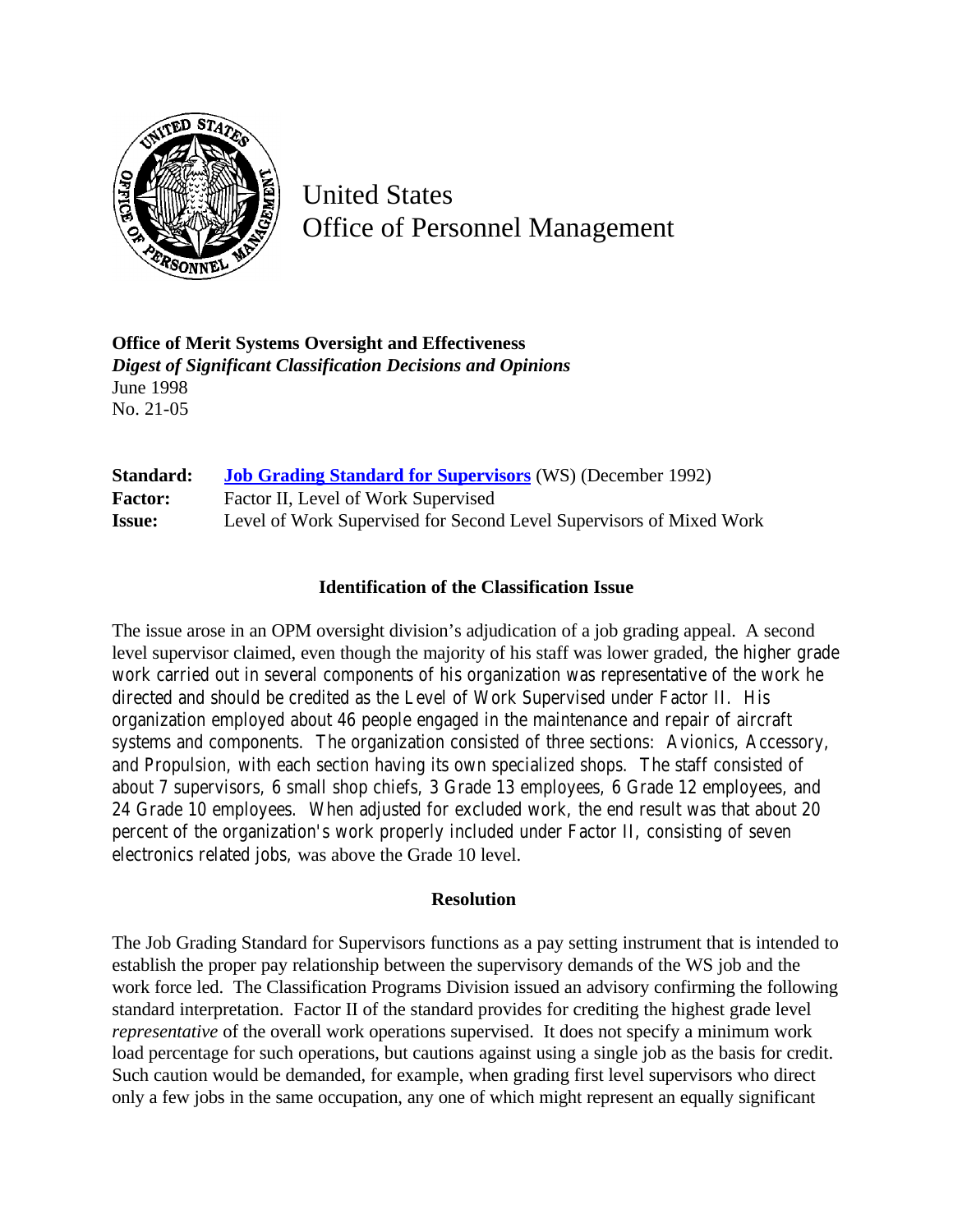United States
Office of Personnel Management

**Office of Merit Systems Oversight and Effectiveness**
***Digest of Significant Classification Decisions and Opinions***
June 1998
No. 21-05

| | |
|---|---|
| **Standard:** | **Job Grading Standard for Supervisors** (WS) (December 1992) |
| **Factor:** | Factor II, Level of Work Supervised |
| **Issue:** | Level of Work Supervised for Second Level Supervisors of Mixed Work |

## Identification of the Classification Issue

The issue arose in an OPM oversight division's adjudication of a job grading appeal. A second level supervisor claimed, even though the majority of his staff was lower graded, the higher grade work carried out in several components of his organization was representative of the work he directed and should be credited as the Level of Work Supervised under Factor II. His organization employed about 46 people engaged in the maintenance and repair of aircraft systems and components. The organization consisted of three sections: Avionics, Accessory, and Propulsion, with each section having its own specialized shops. The staff consisted of about 7 supervisors, 6 small shop chiefs, 3 Grade 13 employees, 6 Grade 12 employees, and 24 Grade 10 employees. When adjusted for excluded work, the end result was that about 20 percent of the organization's work properly included under Factor II, consisting of seven electronics related jobs, was above the Grade 10 level.

## Resolution

The Job Grading Standard for Supervisors functions as a pay setting instrument that is intended to establish the proper pay relationship between the supervisory demands of the WS job and the work force led. The Classification Programs Division issued an advisory confirming the following standard interpretation. Factor II of the standard provides for crediting the highest grade level *representative* of the overall work operations supervised. It does not specify a minimum work load percentage for such operations, but cautions against using a single job as the basis for credit. Such caution would be demanded, for example, when grading first level supervisors who direct only a few jobs in the same occupation, any one of which might represent an equally significant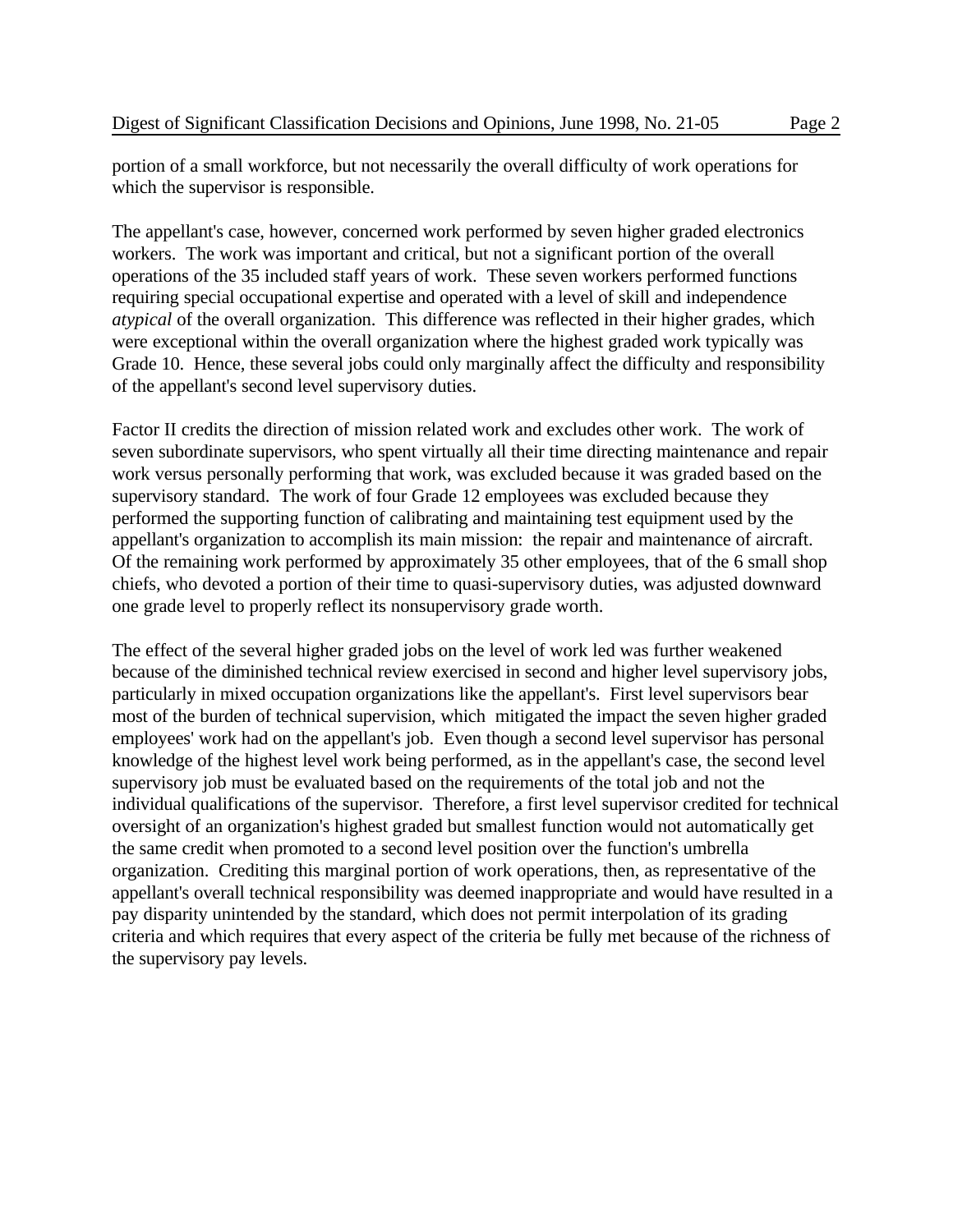portion of a small workforce, but not necessarily the overall difficulty of work operations for which the supervisor is responsible.

The appellant's case, however, concerned work performed by seven higher graded electronics workers. The work was important and critical, but not a significant portion of the overall operations of the 35 included staff years of work. These seven workers performed functions requiring special occupational expertise and operated with a level of skill and independence *atypical* of the overall organization. This difference was reflected in their higher grades, which were exceptional within the overall organization where the highest graded work typically was Grade 10. Hence, these several jobs could only marginally affect the difficulty and responsibility of the appellant's second level supervisory duties.

Factor II credits the direction of mission related work and excludes other work. The work of seven subordinate supervisors, who spent virtually all their time directing maintenance and repair work versus personally performing that work, was excluded because it was graded based on the supervisory standard. The work of four Grade 12 employees was excluded because they performed the supporting function of calibrating and maintaining test equipment used by the appellant's organization to accomplish its main mission: the repair and maintenance of aircraft. Of the remaining work performed by approximately 35 other employees, that of the 6 small shop chiefs, who devoted a portion of their time to quasi-supervisory duties, was adjusted downward one grade level to properly reflect its nonsupervisory grade worth.

The effect of the several higher graded jobs on the level of work led was further weakened because of the diminished technical review exercised in second and higher level supervisory jobs, particularly in mixed occupation organizations like the appellant's. First level supervisors bear most of the burden of technical supervision, which mitigated the impact the seven higher graded employees' work had on the appellant's job. Even though a second level supervisor has personal knowledge of the highest level work being performed, as in the appellant's case, the second level supervisory job must be evaluated based on the requirements of the total job and not the individual qualifications of the supervisor. Therefore, a first level supervisor credited for technical oversight of an organization's highest graded but smallest function would not automatically get the same credit when promoted to a second level position over the function's umbrella organization. Crediting this marginal portion of work operations, then, as representative of the appellant's overall technical responsibility was deemed inappropriate and would have resulted in a pay disparity unintended by the standard, which does not permit interpolation of its grading criteria and which requires that every aspect of the criteria be fully met because of the richness of the supervisory pay levels.